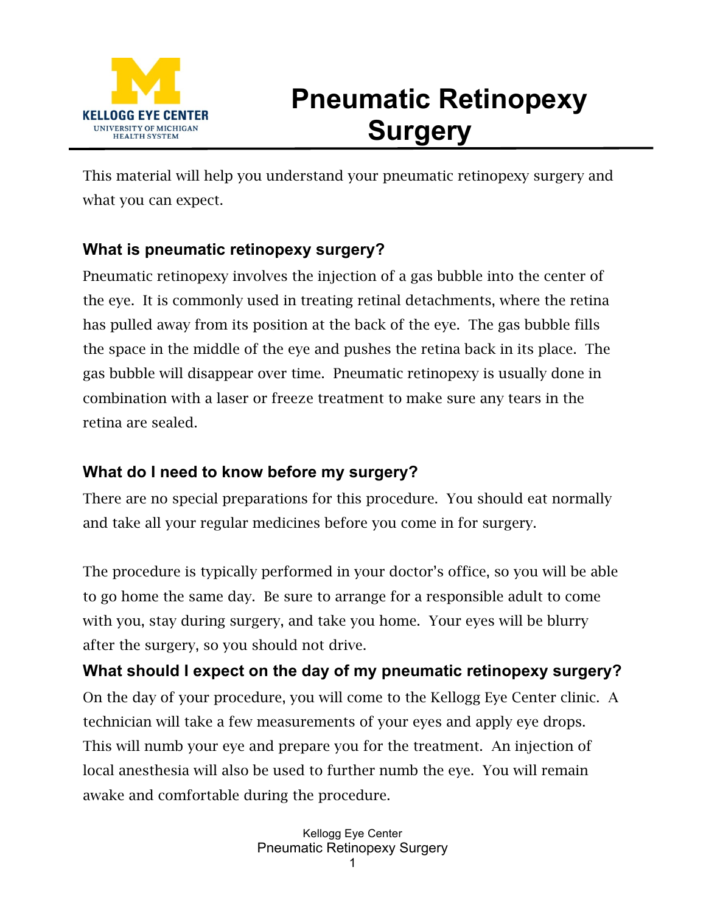# Pneumatic Retinopexy Surgery

This material will help you understand your pneumatic retinopexy surgery and what you can expect.

## What is pneumatic retinopexy surgery?

Pneumatic retinopexy involves the injection of a gas bubble into the center of the eye. It is commonly used in treating retinal detachments, where the retina has pulled away from its position at the back of the eye. The gas bubble fills the space in the middle of the eye and pushes the retina back in its place. The gas bubble will disappear over time. Pneumatic retinopexy is usually done in combination with a laser or freeze treatment to make sure any tears in the retina are sealed.

## What do I need to know before my surgery?

There are no special preparations for this procedure. You should eat normally and take all your regular medicines before you come in for surgery.

The procedure is typically performed in your doctor's office, so you will be able to go home the same day. Be sure to arrange for a responsible adult to come with you, stay during surgery, and take you home. Your eyes will be blurry after the surgery, so you should not drive.

## What should I expect on the day of my pneumatic retinopexy surgery?

On the day of your procedure, you will come to the Kellogg Eye Center clinic. A technician will take a few measurements of your eyes and apply eye drops. This will numb your eye and prepare you for the treatment. An injection of local anesthesia will also be used to further numb the eye. You will remain awake and comfortable during the procedure.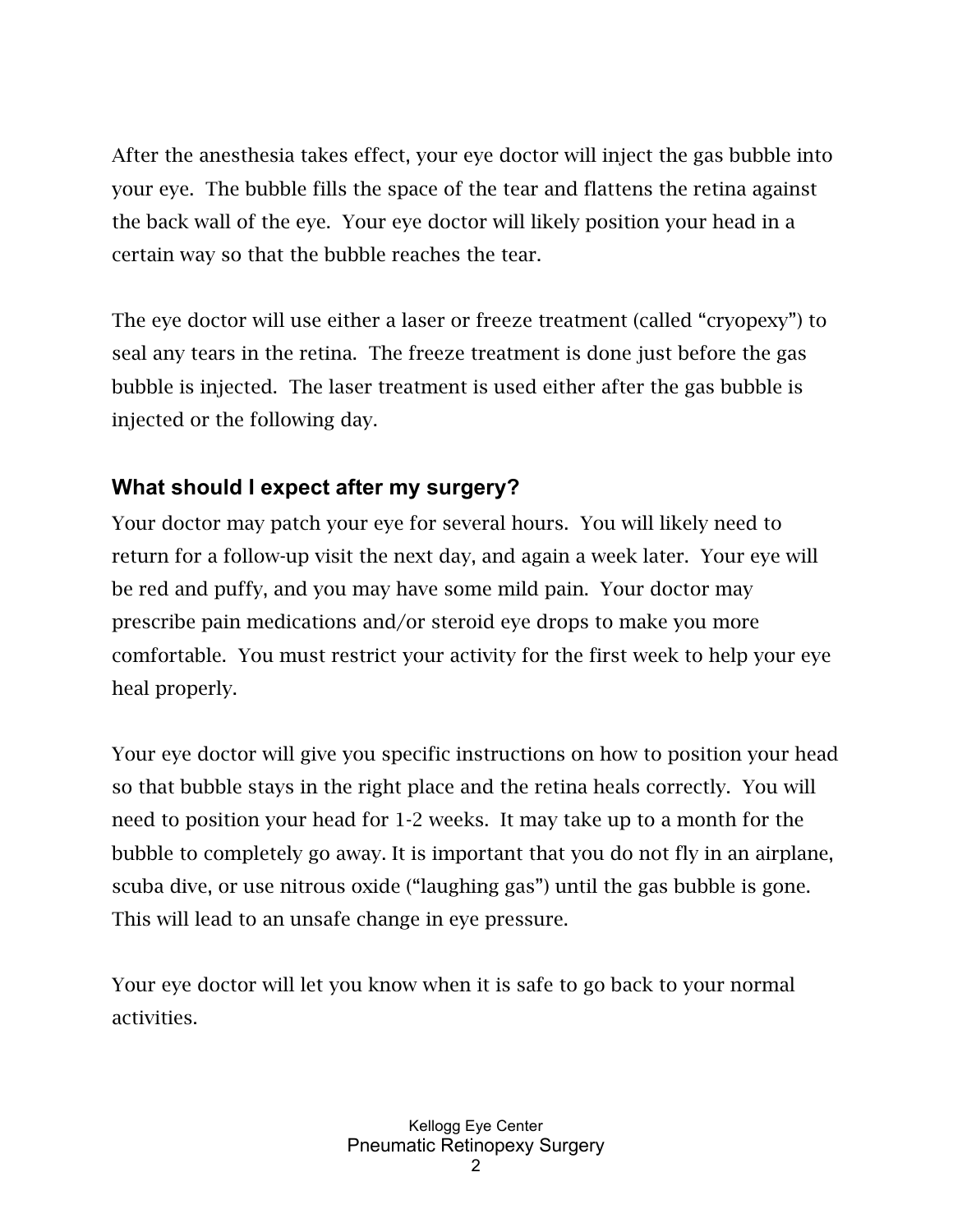After the anesthesia takes effect, your eye doctor will inject the gas bubble into your eye. The bubble fills the space of the tear and flattens the retina against the back wall of the eye. Your eye doctor will likely position your head in a certain way so that the bubble reaches the tear.

The eye doctor will use either a laser or freeze treatment (called "cryopexy") to seal any tears in the retina. The freeze treatment is done just before the gas bubble is injected. The laser treatment is used either after the gas bubble is injected or the following day.

## What should I expect after my surgery?

Your doctor may patch your eye for several hours. You will likely need to return for a follow-up visit the next day, and again a week later. Your eye will be red and puffy, and you may have some mild pain. Your doctor may prescribe pain medications and/or steroid eye drops to make you more comfortable. You must restrict your activity for the first week to help your eye heal properly.

Your eye doctor will give you specific instructions on how to position your head so that bubble stays in the right place and the retina heals correctly. You will need to position your head for 1-2 weeks. It may take up to a month for the bubble to completely go away. It is important that you do not fly in an airplane, scuba dive, or use nitrous oxide ("laughing gas") until the gas bubble is gone. This will lead to an unsafe change in eye pressure.

Your eye doctor will let you know when it is safe to go back to your normal activities.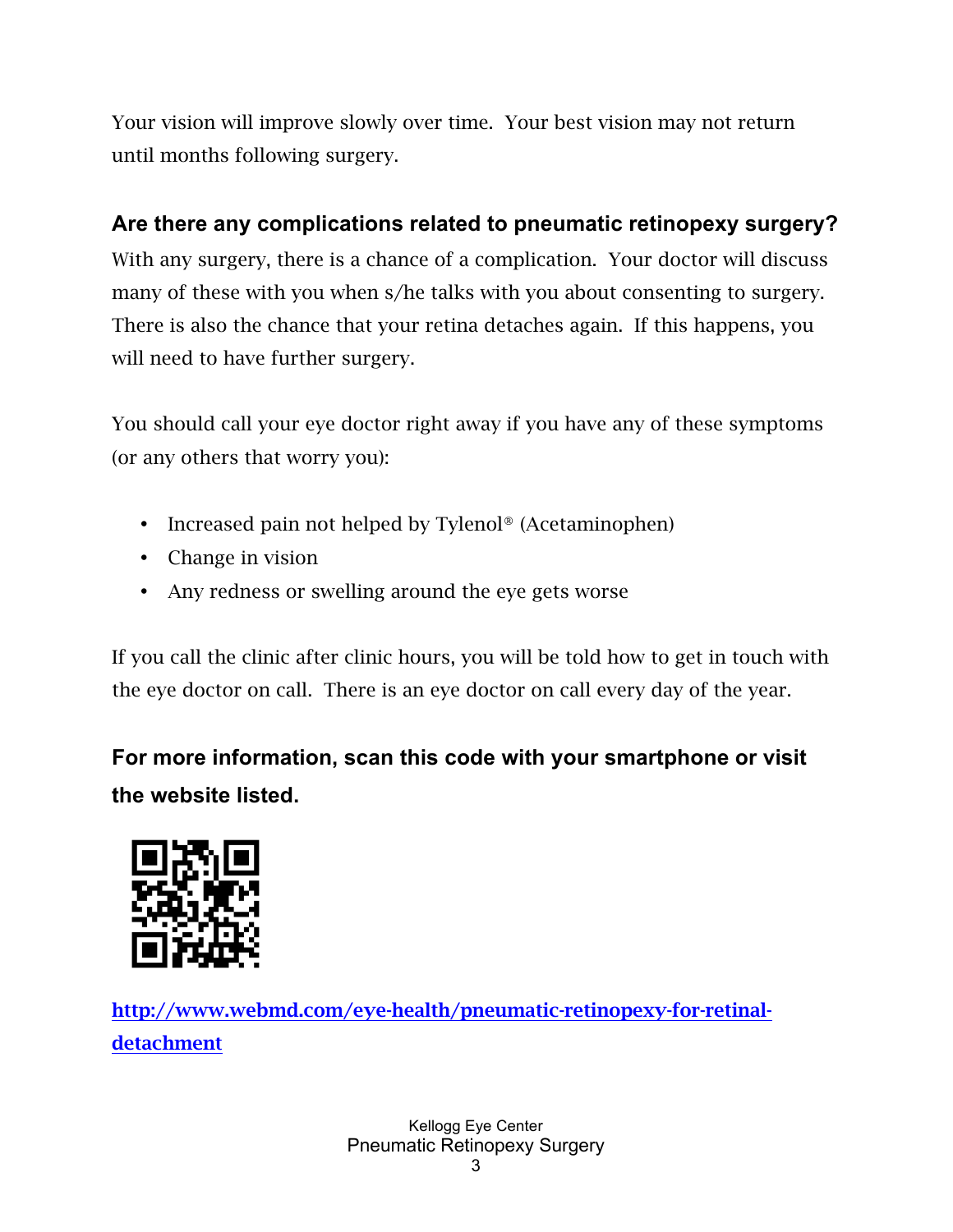Your vision will improve slowly over time. Your best vision may not return until months following surgery.

## Are there any complications related to pneumatic retinopexy surgery?

With any surgery, there is a chance of a complication. Your doctor will discuss many of these with you when s/he talks with you about consenting to surgery. There is also the chance that your retina detaches again. If this happens, you will need to have further surgery.

You should call your eye doctor right away if you have any of these symptoms (or any others that worry you):

- Increased pain not helped by Tylenol® (Acetaminophen)
- Change in vision
- Any redness or swelling around the eye gets worse

If you call the clinic after clinic hours, you will be told how to get in touch with the eye doctor on call. There is an eye doctor on call every day of the year.

## For more information, scan this code with your smartphone or visit the website listed.

http://www.webmd.com/eye-health/pneumatic-retinopexy-for-retinal-detachment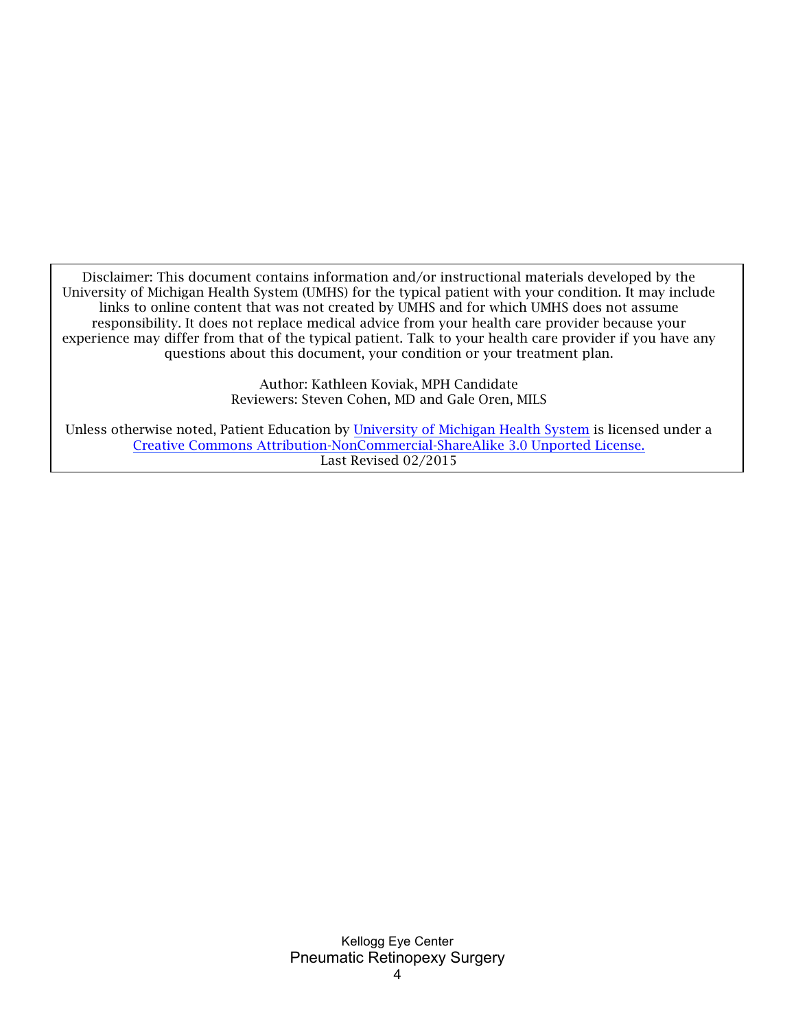Disclaimer: This document contains information and/or instructional materials developed by the University of Michigan Health System (UMHS) for the typical patient with your condition. It may include links to online content that was not created by UMHS and for which UMHS does not assume responsibility. It does not replace medical advice from your health care provider because your experience may differ from that of the typical patient. Talk to your health care provider if you have any questions about this document, your condition or your treatment plan.

Author: Kathleen Koviak, MPH Candidate
Reviewers: Steven Cohen, MD and Gale Oren, MILS

Unless otherwise noted, Patient Education by University of Michigan Health System is licensed under a Creative Commons Attribution-NonCommercial-ShareAlike 3.0 Unported License.
Last Revised 02/2015